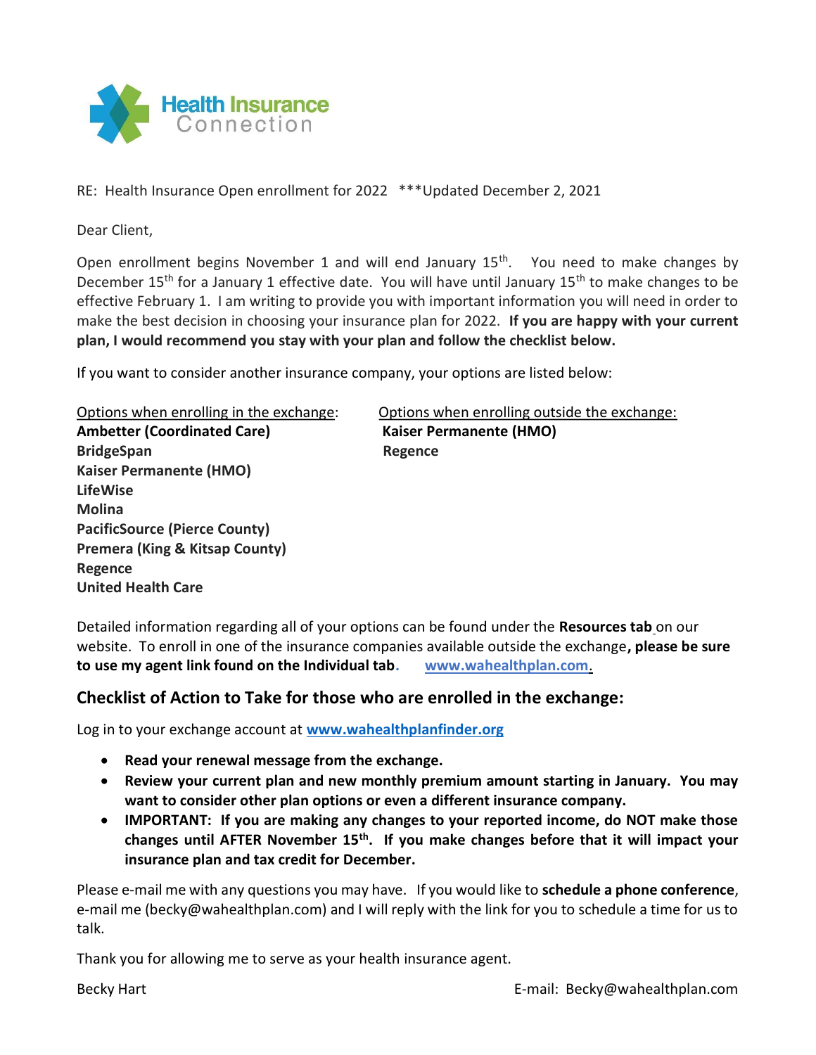Health Insurance Connection

RE: Health Insurance Open enrollment for 2022 ***Updated December 2, 2021

Dear Client,

Open enrollment begins November 1 and will end January 15th. You need to make changes by December 15th for a January 1 effective date. You will have until January 15th to make changes to be effective February 1. I am writing to provide you with important information you will need in order to make the best decision in choosing your insurance plan for 2022. **If you are happy with your current plan, I would recommend you stay with your plan and follow the checklist below.**

If you want to consider another insurance company, your options are listed below:

Options when enrolling in the exchange:

**Ambetter (Coordinated Care)**
**BridgeSpan**
**Kaiser Permanente (HMO)**
**LifeWise**
**Molina**
**PacificSource (Pierce County)**
**Premera (King & Kitsap County)**
**Regence**
**United Health Care**

Options when enrolling outside the exchange:

**Kaiser Permanente (HMO)**
**Regence**

Detailed information regarding all of your options can be found under the **Resources tab** on our website. To enroll in one of the insurance companies available outside the exchange**, please be sure to use my agent link found on the Individual tab.** www.wahealthplan.com.

## Checklist of Action to Take for those who are enrolled in the exchange:

Log in to your exchange account at **www.wahealthplanfinder.org**

- **Read your renewal message from the exchange.**
- **Review your current plan and new monthly premium amount starting in January. You may want to consider other plan options or even a different insurance company.**
- **IMPORTANT: If you are making any changes to your reported income, do NOT make those changes until AFTER November 15th. If you make changes before that it will impact your insurance plan and tax credit for December.**

Please e-mail me with any questions you may have. If you would like to **schedule a phone conference**, e-mail me (becky@wahealthplan.com) and I will reply with the link for you to schedule a time for us to talk.

Thank you for allowing me to serve as your health insurance agent.

Becky Hart

E-mail: Becky@wahealthplan.com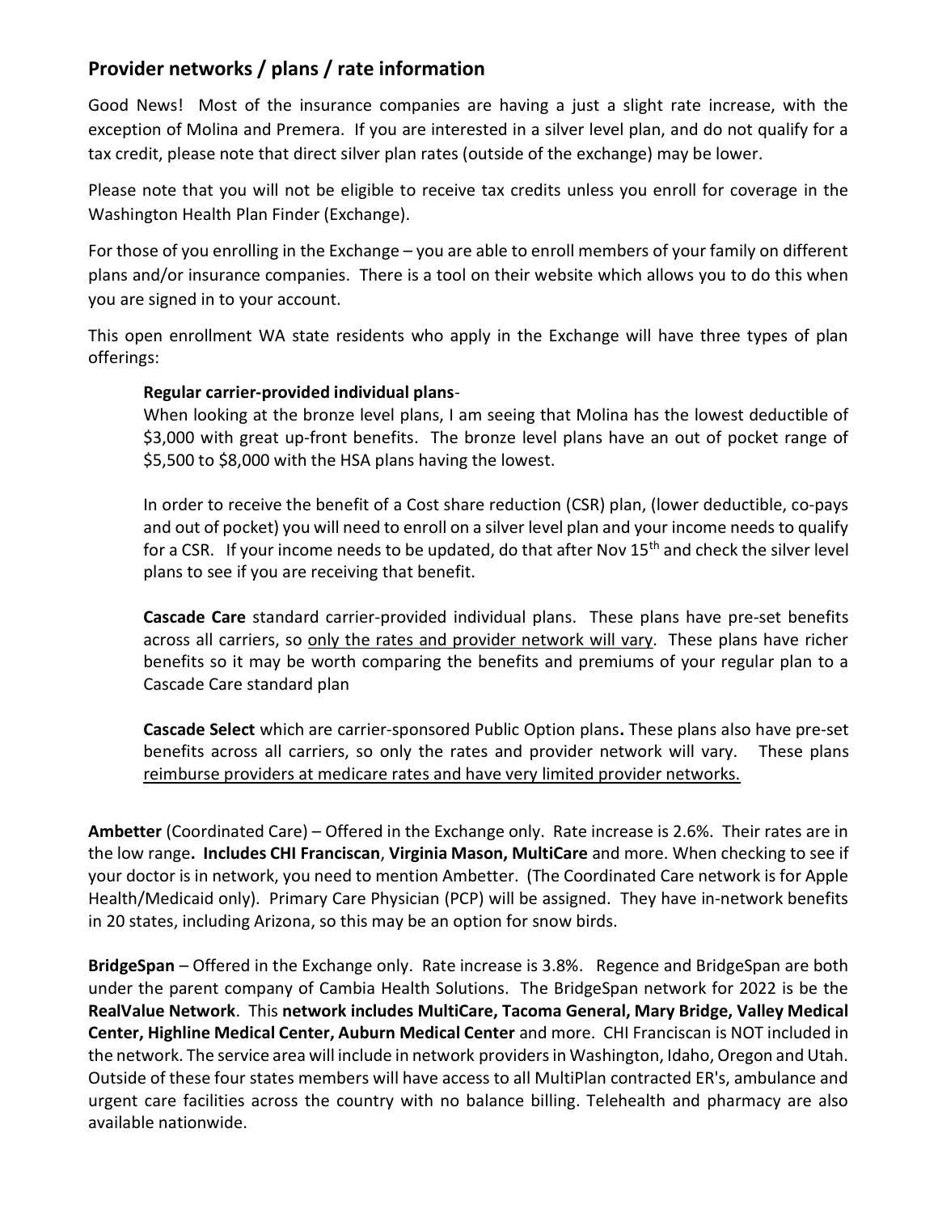## Provider networks / plans / rate information

Good News! Most of the insurance companies are having a just a slight rate increase, with the exception of Molina and Premera. If you are interested in a silver level plan, and do not qualify for a tax credit, please note that direct silver plan rates (outside of the exchange) may be lower.

Please note that you will not be eligible to receive tax credits unless you enroll for coverage in the Washington Health Plan Finder (Exchange).

For those of you enrolling in the Exchange – you are able to enroll members of your family on different plans and/or insurance companies. There is a tool on their website which allows you to do this when you are signed in to your account.

This open enrollment WA state residents who apply in the Exchange will have three types of plan offerings:

> **Regular carrier-provided individual plans**-
> When looking at the bronze level plans, I am seeing that Molina has the lowest deductible of $3,000 with great up-front benefits. The bronze level plans have an out of pocket range of $5,500 to $8,000 with the HSA plans having the lowest.
>
> In order to receive the benefit of a Cost share reduction (CSR) plan, (lower deductible, co-pays and out of pocket) you will need to enroll on a silver level plan and your income needs to qualify for a CSR. If your income needs to be updated, do that after Nov 15th and check the silver level plans to see if you are receiving that benefit.
>
> **Cascade Care** standard carrier-provided individual plans. These plans have pre-set benefits across all carriers, so <u>only the rates and provider network will vary</u>. These plans have richer benefits so it may be worth comparing the benefits and premiums of your regular plan to a Cascade Care standard plan
>
> **Cascade Select** which are carrier-sponsored Public Option plans**.** These plans also have pre-set benefits across all carriers, so only the rates and provider network will vary. These plans <u>reimburse providers at medicare rates and have very limited provider networks.</u>

**Ambetter** (Coordinated Care) – Offered in the Exchange only. Rate increase is 2.6%. Their rates are in the low range**. Includes CHI Franciscan**, **Virginia Mason, MultiCare** and more. When checking to see if your doctor is in network, you need to mention Ambetter. (The Coordinated Care network is for Apple Health/Medicaid only). Primary Care Physician (PCP) will be assigned. They have in-network benefits in 20 states, including Arizona, so this may be an option for snow birds.

**BridgeSpan** – Offered in the Exchange only. Rate increase is 3.8%. Regence and BridgeSpan are both under the parent company of Cambia Health Solutions. The BridgeSpan network for 2022 is be the **RealValue Network**. This **network includes MultiCare, Tacoma General, Mary Bridge, Valley Medical Center, Highline Medical Center, Auburn Medical Center** and more. CHI Franciscan is NOT included in the network. The service area will include in network providers in Washington, Idaho, Oregon and Utah. Outside of these four states members will have access to all MultiPlan contracted ER's, ambulance and urgent care facilities across the country with no balance billing. Telehealth and pharmacy are also available nationwide.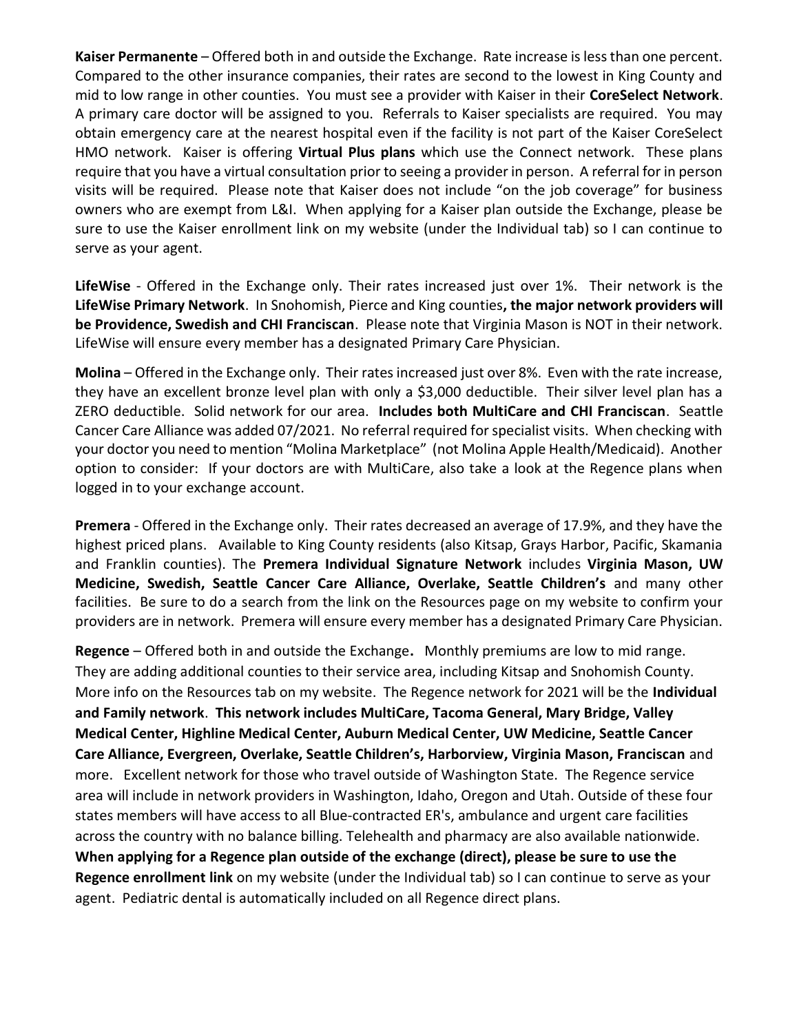**Kaiser Permanente** – Offered both in and outside the Exchange. Rate increase is less than one percent. Compared to the other insurance companies, their rates are second to the lowest in King County and mid to low range in other counties. You must see a provider with Kaiser in their **CoreSelect Network**. A primary care doctor will be assigned to you. Referrals to Kaiser specialists are required. You may obtain emergency care at the nearest hospital even if the facility is not part of the Kaiser CoreSelect HMO network. Kaiser is offering **Virtual Plus plans** which use the Connect network. These plans require that you have a virtual consultation prior to seeing a provider in person. A referral for in person visits will be required. Please note that Kaiser does not include "on the job coverage" for business owners who are exempt from L&I. When applying for a Kaiser plan outside the Exchange, please be sure to use the Kaiser enrollment link on my website (under the Individual tab) so I can continue to serve as your agent.

**LifeWise** - Offered in the Exchange only. Their rates increased just over 1%. Their network is the **LifeWise Primary Network**. In Snohomish, Pierce and King counties**, the major network providers will be Providence, Swedish and CHI Franciscan**. Please note that Virginia Mason is NOT in their network. LifeWise will ensure every member has a designated Primary Care Physician.

**Molina** – Offered in the Exchange only. Their rates increased just over 8%. Even with the rate increase, they have an excellent bronze level plan with only a $3,000 deductible. Their silver level plan has a ZERO deductible. Solid network for our area. **Includes both MultiCare and CHI Franciscan**. Seattle Cancer Care Alliance was added 07/2021. No referral required for specialist visits. When checking with your doctor you need to mention "Molina Marketplace" (not Molina Apple Health/Medicaid). Another option to consider: If your doctors are with MultiCare, also take a look at the Regence plans when logged in to your exchange account.

**Premera** - Offered in the Exchange only. Their rates decreased an average of 17.9%, and they have the highest priced plans. Available to King County residents (also Kitsap, Grays Harbor, Pacific, Skamania and Franklin counties). The **Premera Individual Signature Network** includes **Virginia Mason, UW Medicine, Swedish, Seattle Cancer Care Alliance, Overlake, Seattle Children's** and many other facilities. Be sure to do a search from the link on the Resources page on my website to confirm your providers are in network. Premera will ensure every member has a designated Primary Care Physician.

**Regence** – Offered both in and outside the Exchange**.** Monthly premiums are low to mid range. They are adding additional counties to their service area, including Kitsap and Snohomish County. More info on the Resources tab on my website. The Regence network for 2021 will be the **Individual and Family network**. **This network includes MultiCare, Tacoma General, Mary Bridge, Valley Medical Center, Highline Medical Center, Auburn Medical Center, UW Medicine, Seattle Cancer Care Alliance, Evergreen, Overlake, Seattle Children's, Harborview, Virginia Mason, Franciscan** and more. Excellent network for those who travel outside of Washington State. The Regence service area will include in network providers in Washington, Idaho, Oregon and Utah. Outside of these four states members will have access to all Blue-contracted ER's, ambulance and urgent care facilities across the country with no balance billing. Telehealth and pharmacy are also available nationwide. **When applying for a Regence plan outside of the exchange (direct), please be sure to use the Regence enrollment link** on my website (under the Individual tab) so I can continue to serve as your agent. Pediatric dental is automatically included on all Regence direct plans.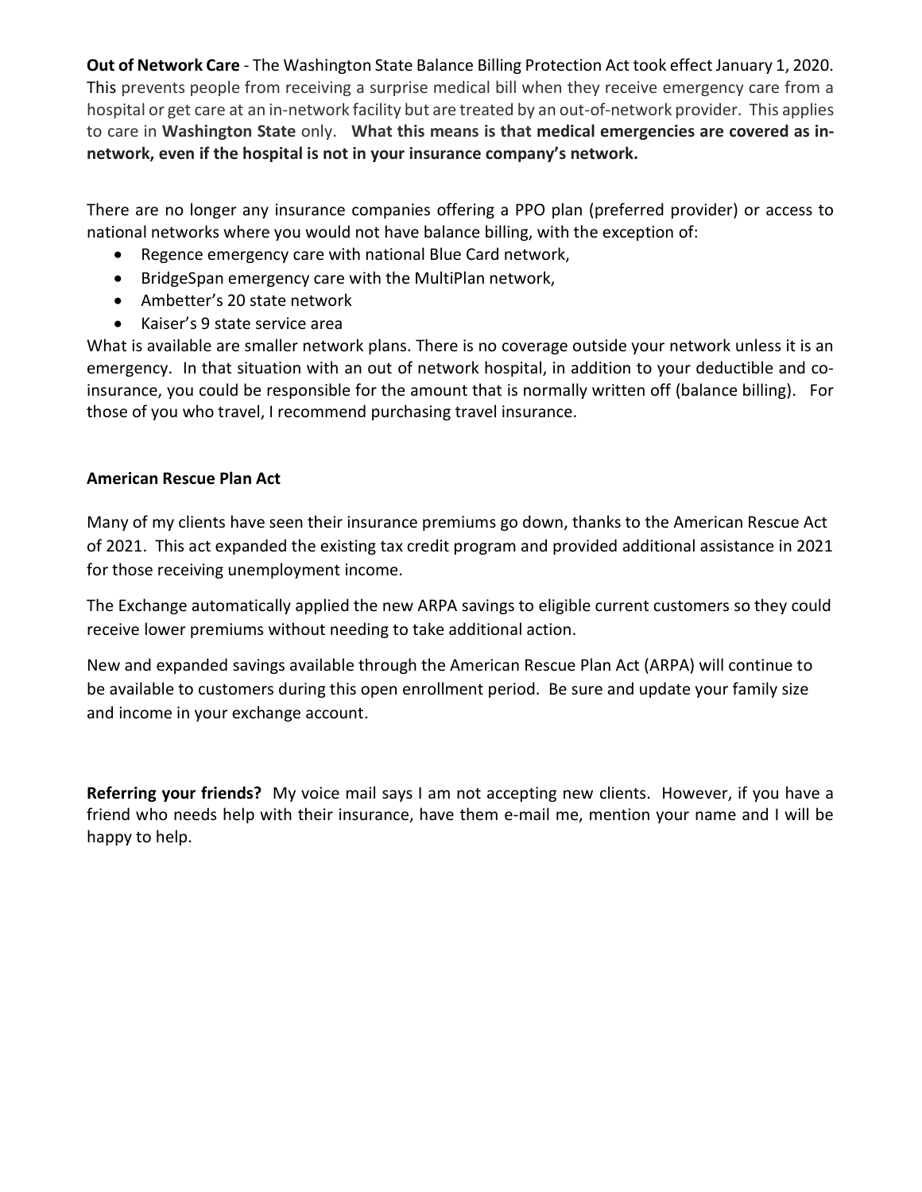**Out of Network Care** - The Washington State Balance Billing Protection Act took effect January 1, 2020. This prevents people from receiving a surprise medical bill when they receive emergency care from a hospital or get care at an in-network facility but are treated by an out-of-network provider. This applies to care in **Washington State** only. **What this means is that medical emergencies are covered as in-network, even if the hospital is not in your insurance company's network.**

There are no longer any insurance companies offering a PPO plan (preferred provider) or access to national networks where you would not have balance billing, with the exception of:

- Regence emergency care with national Blue Card network,
- BridgeSpan emergency care with the MultiPlan network,
- Ambetter's 20 state network
- Kaiser's 9 state service area

What is available are smaller network plans. There is no coverage outside your network unless it is an emergency. In that situation with an out of network hospital, in addition to your deductible and co-insurance, you could be responsible for the amount that is normally written off (balance billing). For those of you who travel, I recommend purchasing travel insurance.

**American Rescue Plan Act**

Many of my clients have seen their insurance premiums go down, thanks to the American Rescue Act of 2021. This act expanded the existing tax credit program and provided additional assistance in 2021 for those receiving unemployment income.

The Exchange automatically applied the new ARPA savings to eligible current customers so they could receive lower premiums without needing to take additional action.

New and expanded savings available through the American Rescue Plan Act (ARPA) will continue to be available to customers during this open enrollment period. Be sure and update your family size and income in your exchange account.

**Referring your friends?** My voice mail says I am not accepting new clients. However, if you have a friend who needs help with their insurance, have them e-mail me, mention your name and I will be happy to help.